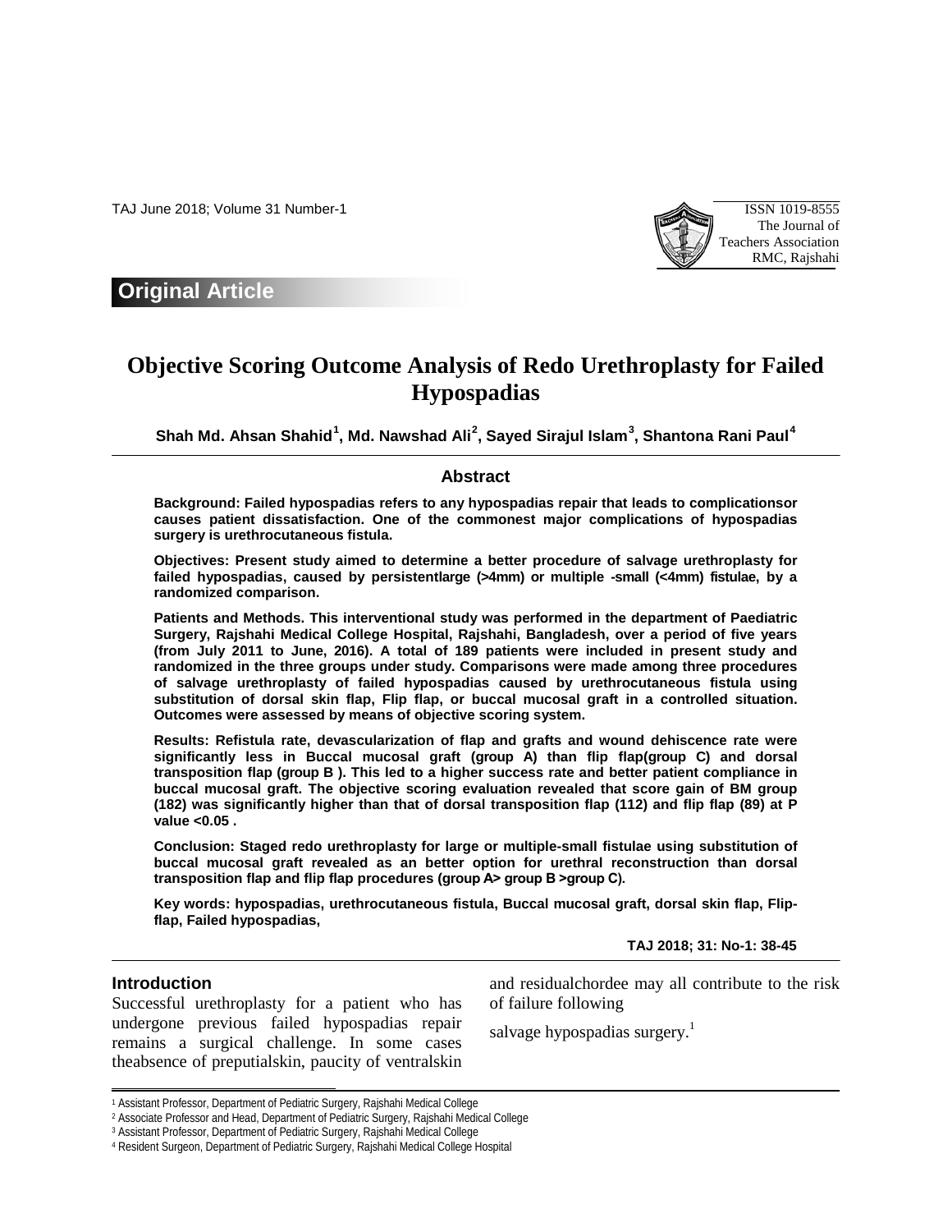Original Article

# Objective Scoring Outcome Analysis of Redo Urethroplasty for Failed Hypospadias

**Shah Md. Ahsan Shahid[1], Md. Nawshad Ali[2], Sayed Sirajul Islam[3], Shantona Rani Paul[4]**

## Abstract

**Background: Failed hypospadias refers to any hypospadias repair that leads to complicationsor causes patient dissatisfaction. One of the commonest major complications of hypospadias surgery is urethrocutaneous fistula.**

**Objectives: Present study aimed to determine a better procedure of salvage urethroplasty for failed hypospadias, caused by persistentlarge (>4mm) or multiple -small (<4mm) fistulae, by a randomized comparison.**

**Patients and Methods. This interventional study was performed in the department of Paediatric Surgery, Rajshahi Medical College Hospital, Rajshahi, Bangladesh, over a period of five years (from July 2011 to June, 2016). A total of 189 patients were included in present study and randomized in the three groups under study. Comparisons were made among three procedures of salvage urethroplasty of failed hypospadias caused by urethrocutaneous fistula using substitution of dorsal skin flap, Flip flap, or buccal mucosal graft in a controlled situation. Outcomes were assessed by means of objective scoring system.**

**Results: Refistula rate, devascularization of flap and grafts and wound dehiscence rate were significantly less in Buccal mucosal graft (group A) than flip flap(group C) and dorsal transposition flap (group B ). This led to a higher success rate and better patient compliance in buccal mucosal graft. The objective scoring evaluation revealed that score gain of BM group (182) was significantly higher than that of dorsal transposition flap (112) and flip flap (89) at P value <0.05 .**

**Conclusion: Staged redo urethroplasty for large or multiple-small fistulae using substitution of buccal mucosal graft revealed as an better option for urethral reconstruction than dorsal transposition flap and flip flap procedures (group A> group B >group C).**

**Key words: hypospadias, urethrocutaneous fistula, Buccal mucosal graft, dorsal skin flap, Flip-flap, Failed hypospadias,**

**TAJ 2018; 31: No-1: 38-45**

## Introduction

Successful urethroplasty for a patient who has undergone previous failed hypospadias repair remains a surgical challenge. In some cases theabsence of preputialskin, paucity of ventralskin and residualchordee may all contribute to the risk of failure following

salvage hypospadias surgery.[1]

---

[1] Assistant Professor, Department of Pediatric Surgery, Rajshahi Medical College

[2] Associate Professor and Head, Department of Pediatric Surgery, Rajshahi Medical College

[3] Assistant Professor, Department of Pediatric Surgery, Rajshahi Medical College

[4] Resident Surgeon, Department of Pediatric Surgery, Rajshahi Medical College Hospital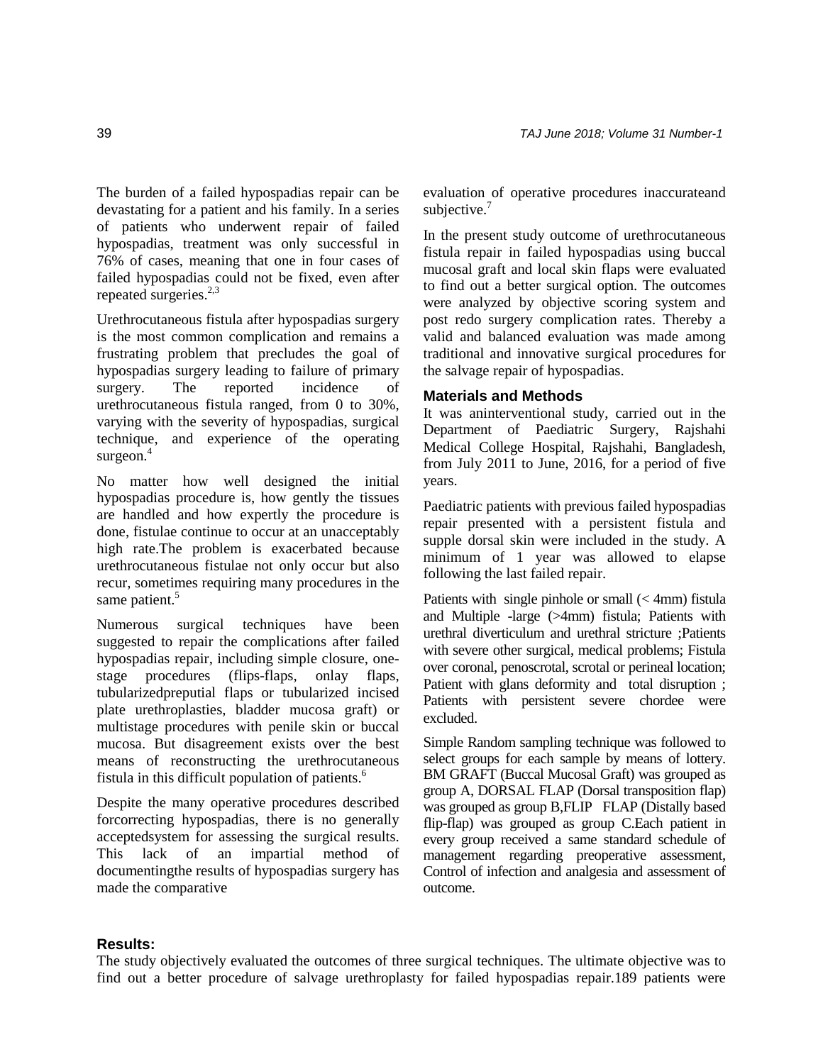The burden of a failed hypospadias repair can be devastating for a patient and his family. In a series of patients who underwent repair of failed hypospadias, treatment was only successful in 76% of cases, meaning that one in four cases of failed hypospadias could not be fixed, even after repeated surgeries.[2,3]

Urethrocutaneous fistula after hypospadias surgery is the most common complication and remains a frustrating problem that precludes the goal of hypospadias surgery leading to failure of primary surgery. The reported incidence of urethrocutaneous fistula ranged, from 0 to 30%, varying with the severity of hypospadias, surgical technique, and experience of the operating surgeon.[4]

No matter how well designed the initial hypospadias procedure is, how gently the tissues are handled and how expertly the procedure is done, fistulae continue to occur at an unacceptably high rate.The problem is exacerbated because urethrocutaneous fistulae not only occur but also recur, sometimes requiring many procedures in the same patient.[5]

Numerous surgical techniques have been suggested to repair the complications after failed hypospadias repair, including simple closure, one-stage procedures (flips-flaps, onlay flaps, tubularizedpreputial flaps or tubularized incised plate urethroplasties, bladder mucosa graft) or multistage procedures with penile skin or buccal mucosa. But disagreement exists over the best means of reconstructing the urethrocutaneous fistula in this difficult population of patients.[6]

Despite the many operative procedures described forcorrecting hypospadias, there is no generally acceptedsystem for assessing the surgical results. This lack of an impartial method of documentingthe results of hypospadias surgery has made the comparative evaluation of operative procedures inaccurateand subjective.[7]

In the present study outcome of urethrocutaneous fistula repair in failed hypospadias using buccal mucosal graft and local skin flaps were evaluated to find out a better surgical option. The outcomes were analyzed by objective scoring system and post redo surgery complication rates. Thereby a valid and balanced evaluation was made among traditional and innovative surgical procedures for the salvage repair of hypospadias.

## Materials and Methods

It was aninterventional study, carried out in the Department of Paediatric Surgery, Rajshahi Medical College Hospital, Rajshahi, Bangladesh, from July 2011 to June, 2016, for a period of five years.

Paediatric patients with previous failed hypospadias repair presented with a persistent fistula and supple dorsal skin were included in the study. A minimum of 1 year was allowed to elapse following the last failed repair.

Patients with single pinhole or small (< 4mm) fistula and Multiple -large (>4mm) fistula; Patients with urethral diverticulum and urethral stricture ;Patients with severe other surgical, medical problems; Fistula over coronal, penoscrotal, scrotal or perineal location; Patient with glans deformity and total disruption ; Patients with persistent severe chordee were excluded.

Simple Random sampling technique was followed to select groups for each sample by means of lottery. BM GRAFT (Buccal Mucosal Graft) was grouped as group A, DORSAL FLAP (Dorsal transposition flap) was grouped as group B,FLIP FLAP (Distally based flip-flap) was grouped as group C.Each patient in every group received a same standard schedule of management regarding preoperative assessment, Control of infection and analgesia and assessment of outcome.

## Results:

The study objectively evaluated the outcomes of three surgical techniques. The ultimate objective was to find out a better procedure of salvage urethroplasty for failed hypospadias repair.189 patients were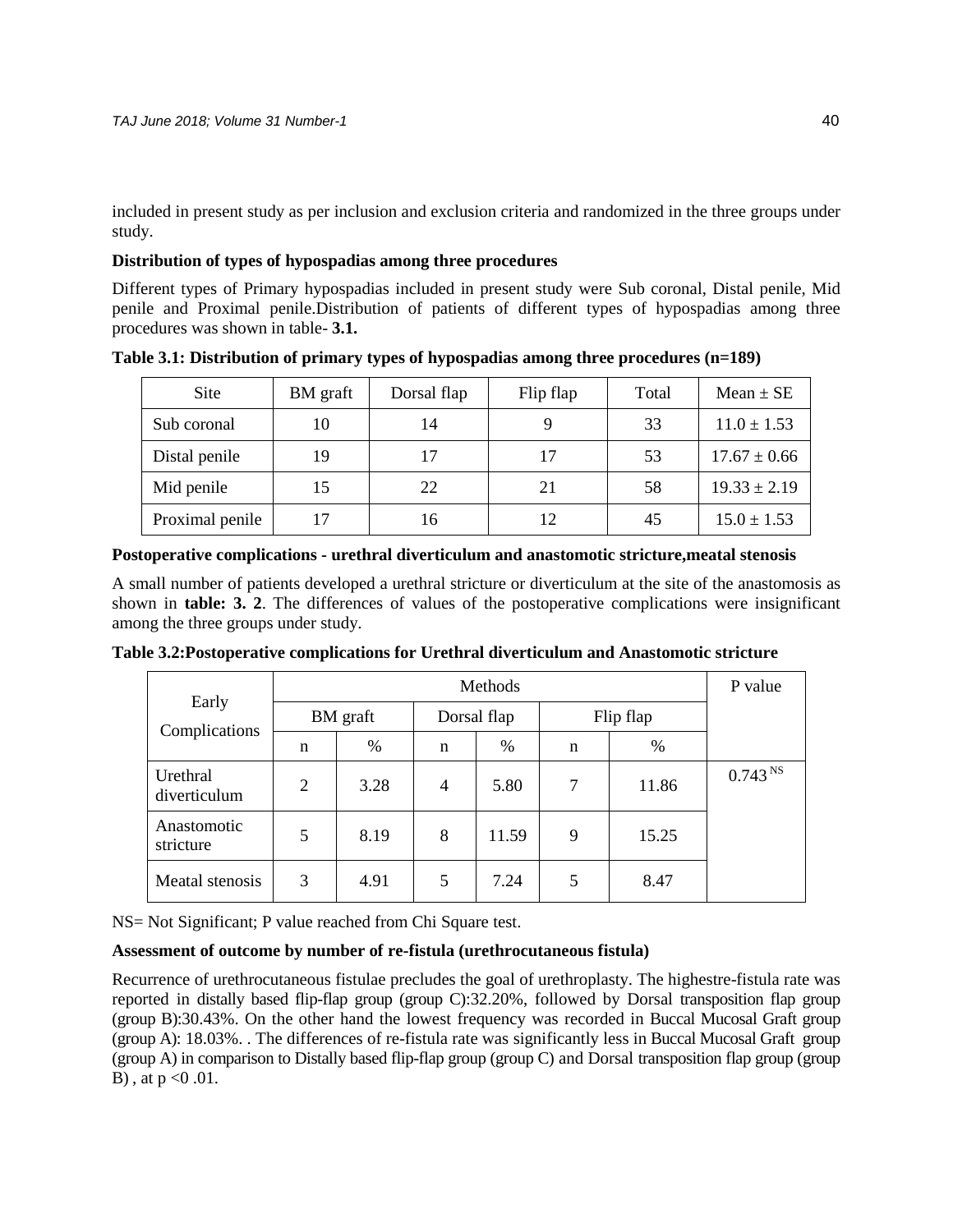included in present study as per inclusion and exclusion criteria and randomized in the three groups under study.

**Distribution of types of hypospadias among three procedures**

Different types of Primary hypospadias included in present study were Sub coronal, Distal penile, Mid penile and Proximal penile.Distribution of patients of different types of hypospadias among three procedures was shown in table- **3.1.**

**Table 3.1: Distribution of primary types of hypospadias among three procedures (n=189)**

| Site | BM graft | Dorsal flap | Flip flap | Total | Mean ± SE |
|---|---|---|---|---|---|
| Sub coronal | 10 | 14 | 9 | 33 | 11.0 ± 1.53 |
| Distal penile | 19 | 17 | 17 | 53 | 17.67 ± 0.66 |
| Mid penile | 15 | 22 | 21 | 58 | 19.33 ± 2.19 |
| Proximal penile | 17 | 16 | 12 | 45 | 15.0 ± 1.53 |

**Postoperative complications - urethral diverticulum and anastomotic stricture,meatal stenosis**

A small number of patients developed a urethral stricture or diverticulum at the site of the anastomosis as shown in **table: 3. 2**. The differences of values of the postoperative complications were insignificant among the three groups under study.

**Table 3.2:Postoperative complications for Urethral diverticulum and Anastomotic stricture**

| Early Complications | Methods | | | | | | P value |
|---|---|---|---|---|---|---|---|
| | BM graft | | Dorsal flap | | Flip flap | | |
| | n | % | n | % | n | % | |
| Urethral diverticulum | 2 | 3.28 | 4 | 5.80 | 7 | 11.86 | 0.743 NS |
| Anastomotic stricture | 5 | 8.19 | 8 | 11.59 | 9 | 15.25 | |
| Meatal stenosis | 3 | 4.91 | 5 | 7.24 | 5 | 8.47 | |

NS= Not Significant; P value reached from Chi Square test.

**Assessment of outcome by number of re-fistula (urethrocutaneous fistula)**

Recurrence of urethrocutaneous fistulae precludes the goal of urethroplasty. The highestre-fistula rate was reported in distally based flip-flap group (group C):32.20%, followed by Dorsal transposition flap group (group B):30.43%. On the other hand the lowest frequency was recorded in Buccal Mucosal Graft group (group A): 18.03%. . The differences of re-fistula rate was significantly less in Buccal Mucosal Graft group (group A) in comparison to Distally based flip-flap group (group C) and Dorsal transposition flap group (group B) , at $p < 0.01$.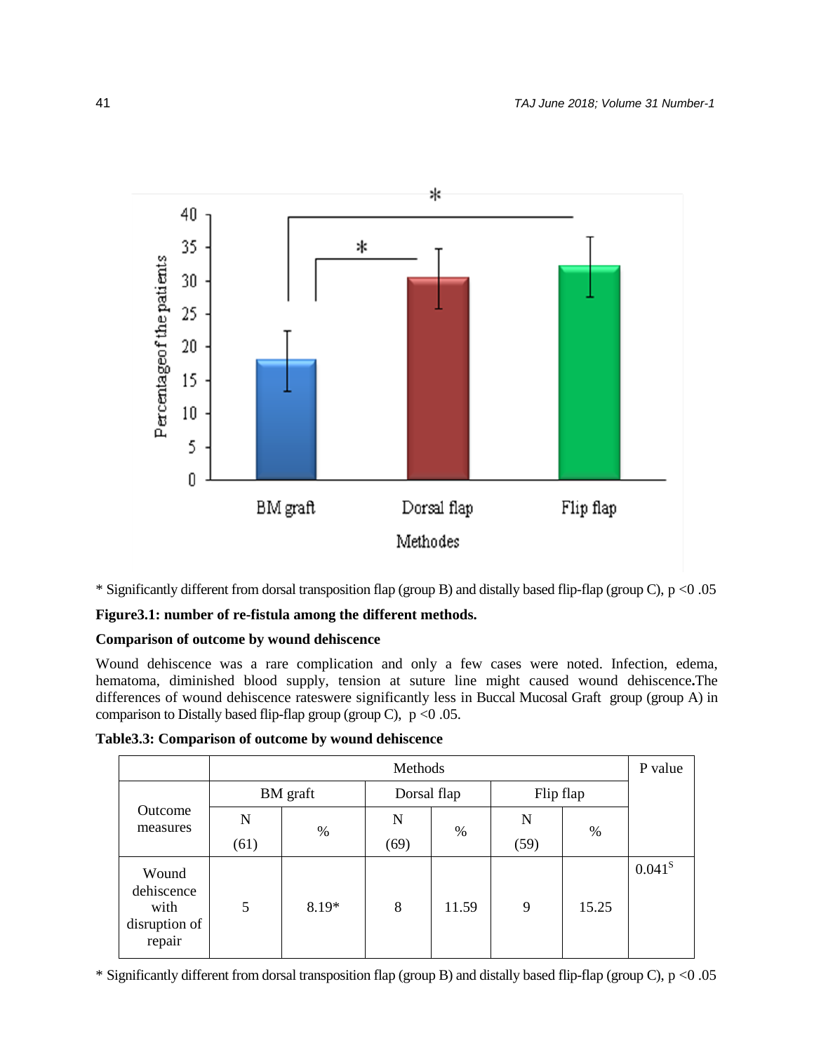\* Significantly different from dorsal transposition flap (group B) and distally based flip-flap (group C), p <0 .05

**Figure3.1: number of re-fistula among the different methods.**

**Comparison of outcome by wound dehiscence**

Wound dehiscence was a rare complication and only a few cases were noted. Infection, edema, hematoma, diminished blood supply, tension at suture line might caused wound dehiscence**.**The differences of wound dehiscence rateswere significantly less in Buccal Mucosal Graft group (group A) in comparison to Distally based flip-flap group (group C), p <0 .05.

**Table3.3: Comparison of outcome by wound dehiscence**

| Outcome measures | Methods | | | | | | P value |
|---|---|---|---|---|---|---|---|
| | BM graft | | Dorsal flap | | Flip flap | | |
| | N (61) | % | N (69) | % | N (59) | % | |
| Wound dehiscence with disruption of repair | 5 | 8.19* | 8 | 11.59 | 9 | 15.25 | 0.041[S] |

\* Significantly different from dorsal transposition flap (group B) and distally based flip-flap (group C), p <0 .05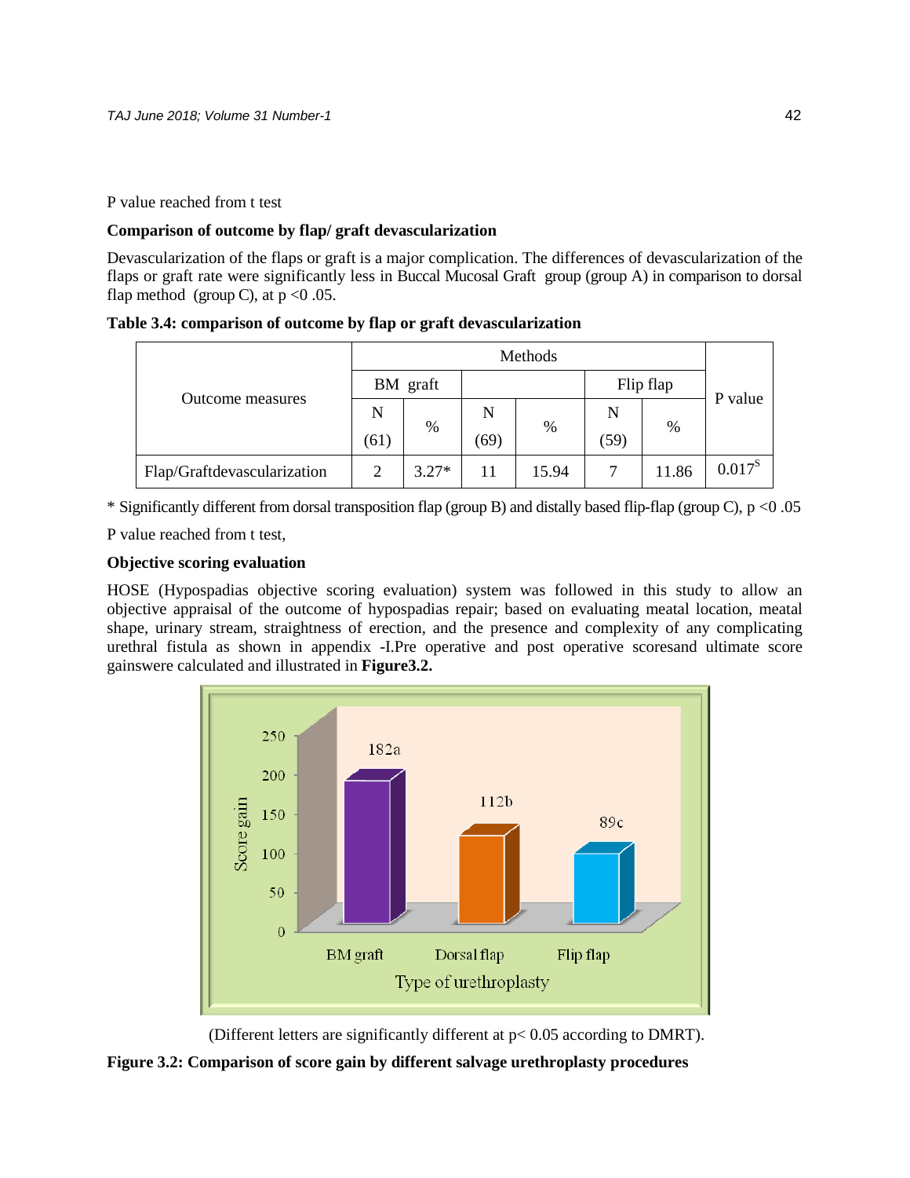P value reached from t test

**Comparison of outcome by flap/ graft devascularization**

Devascularization of the flaps or graft is a major complication. The differences of devascularization of the flaps or graft rate were significantly less in Buccal Mucosal Graft group (group A) in comparison to dorsal flap method (group C), at p <0 .05.

**Table 3.4: comparison of outcome by flap or graft devascularization**

| Outcome measures | Methods | | | | | | P value |
|---|---|---|---|---|---|---|---|
| | BM graft | | | | Flip flap | | |
| | N (61) | % | N (69) | % | N (59) | % | |
| Flap/Graftdevascularization | 2 | 3.27* | 11 | 15.94 | 7 | 11.86 | 0.017[S] |

\* Significantly different from dorsal transposition flap (group B) and distally based flip-flap (group C), p <0 .05

P value reached from t test,

**Objective scoring evaluation**

HOSE (Hypospadias objective scoring evaluation) system was followed in this study to allow an objective appraisal of the outcome of hypospadias repair; based on evaluating meatal location, meatal shape, urinary stream, straightness of erection, and the presence and complexity of any complicating urethral fistula as shown in appendix -I.Pre operative and post operative scoresand ultimate score gainswere calculated and illustrated in **Figure3.2.**

(Different letters are significantly different at p< 0.05 according to DMRT).

**Figure 3.2: Comparison of score gain by different salvage urethroplasty procedures**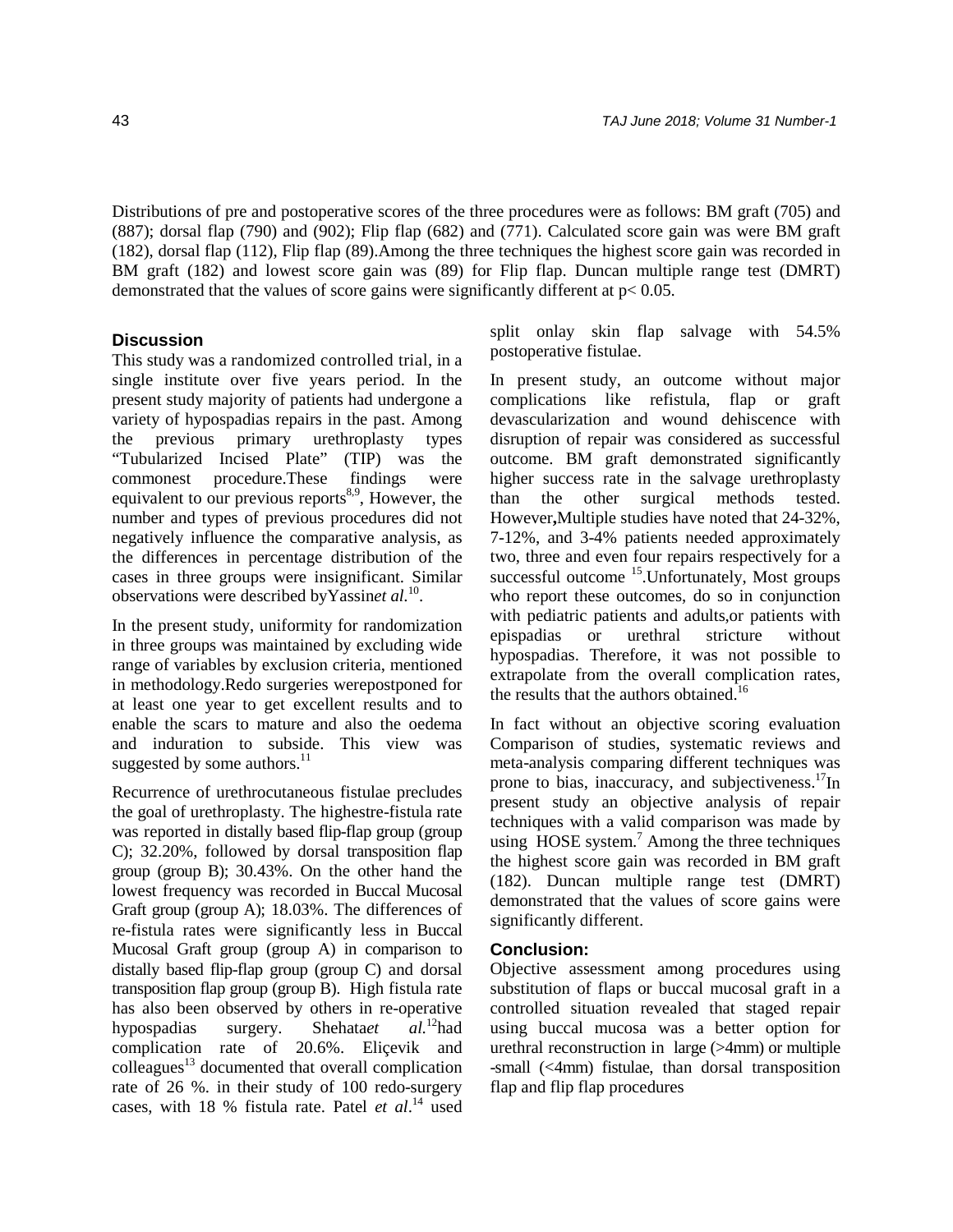Distributions of pre and postoperative scores of the three procedures were as follows: BM graft (705) and (887); dorsal flap (790) and (902); Flip flap (682) and (771). Calculated score gain was were BM graft (182), dorsal flap (112), Flip flap (89).Among the three techniques the highest score gain was recorded in BM graft (182) and lowest score gain was (89) for Flip flap. Duncan multiple range test (DMRT) demonstrated that the values of score gains were significantly different at $p < 0.05$.

## Discussion

This study was a randomized controlled trial, in a single institute over five years period. In the present study majority of patients had undergone a variety of hypospadias repairs in the past. Among the previous primary urethroplasty types "Tubularized Incised Plate" (TIP) was the commonest procedure.These findings were equivalent to our previous reports[8,9], However, the number and types of previous procedures did not negatively influence the comparative analysis, as the differences in percentage distribution of the cases in three groups were insignificant. Similar observations were described byYassin*et al.*[10].

In the present study, uniformity for randomization in three groups was maintained by excluding wide range of variables by exclusion criteria, mentioned in methodology.Redo surgeries werepostponed for at least one year to get excellent results and to enable the scars to mature and also the oedema and induration to subside. This view was suggested by some authors.[11]

Recurrence of urethrocutaneous fistulae precludes the goal of urethroplasty. The highestre-fistula rate was reported in distally based flip-flap group (group C); 32.20%, followed by dorsal transposition flap group (group B); 30.43%. On the other hand the lowest frequency was recorded in Buccal Mucosal Graft group (group A); 18.03%. The differences of re-fistula rates were significantly less in Buccal Mucosal Graft group (group A) in comparison to distally based flip-flap group (group C) and dorsal transposition flap group (group B). High fistula rate has also been observed by others in re-operative hypospadias surgery. Shehata*et al.*[12]had complication rate of 20.6%. Eliçevik and colleagues[13] documented that overall complication rate of 26 %. in their study of 100 redo-surgery cases, with 18 % fistula rate. Patel *et al*.[14] used split onlay skin flap salvage with 54.5% postoperative fistulae.

In present study, an outcome without major complications like refistula, flap or graft devascularization and wound dehiscence with disruption of repair was considered as successful outcome. BM graft demonstrated significantly higher success rate in the salvage urethroplasty than the other surgical methods tested. However**,**Multiple studies have noted that 24-32%, 7-12%, and 3-4% patients needed approximately two, three and even four repairs respectively for a successful outcome [15].Unfortunately, Most groups who report these outcomes, do so in conjunction with pediatric patients and adults,or patients with epispadias or urethral stricture without hypospadias. Therefore, it was not possible to extrapolate from the overall complication rates, the results that the authors obtained.[16]

In fact without an objective scoring evaluation Comparison of studies, systematic reviews and meta-analysis comparing different techniques was prone to bias, inaccuracy, and subjectiveness.[17]In present study an objective analysis of repair techniques with a valid comparison was made by using HOSE system.[7] Among the three techniques the highest score gain was recorded in BM graft (182). Duncan multiple range test (DMRT) demonstrated that the values of score gains were significantly different.

## Conclusion:

Objective assessment among procedures using substitution of flaps or buccal mucosal graft in a controlled situation revealed that staged repair using buccal mucosa was a better option for urethral reconstruction in large (>4mm) or multiple -small (<4mm) fistulae, than dorsal transposition flap and flip flap procedures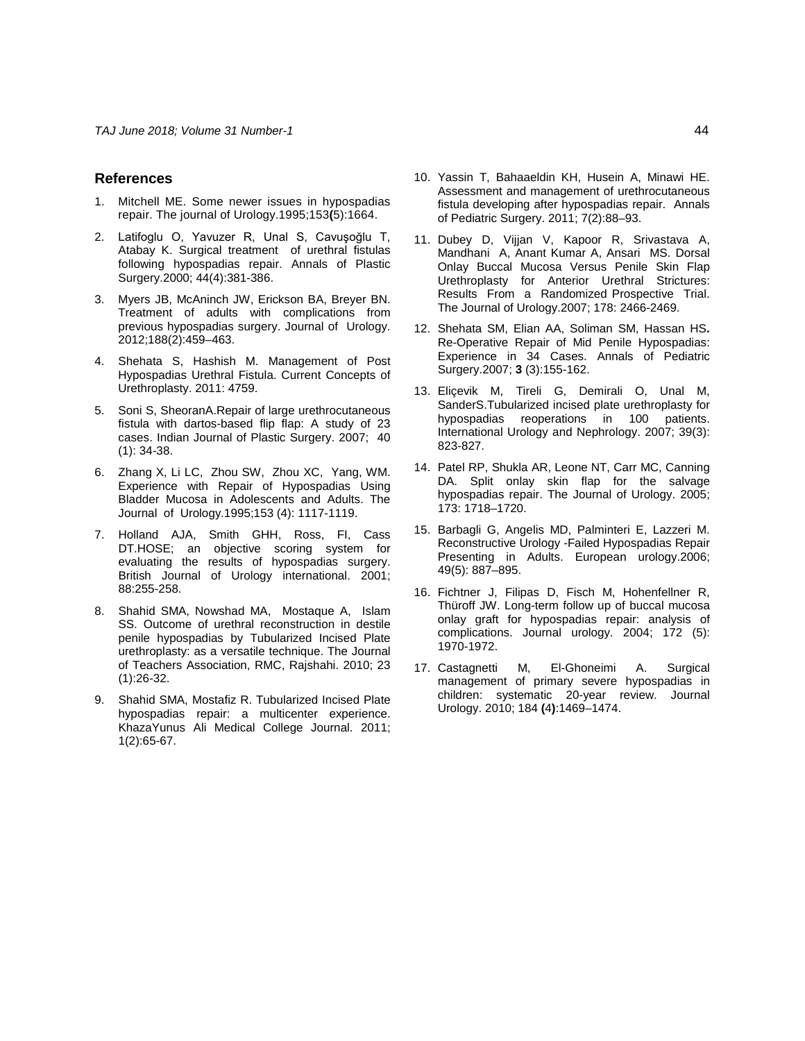## References

1. Mitchell ME. Some newer issues in hypospadias repair. The journal of Urology.1995;153**(**5):1664.
2. Latifoglu O, Yavuzer R, Unal S, Cavuşoğlu T, Atabay K. Surgical treatment of urethral fistulas following hypospadias repair. Annals of Plastic Surgery.2000; 44(4):381-386.
3. Myers JB, McAninch JW, Erickson BA, Breyer BN. Treatment of adults with complications from previous hypospadias surgery. Journal of Urology. 2012;188(2):459–463.
4. Shehata S, Hashish M. Management of Post Hypospadias Urethral Fistula. Current Concepts of Urethroplasty. 2011: 4759.
5. Soni S, SheoranA.Repair of large urethrocutaneous fistula with dartos-based flip flap: A study of 23 cases. Indian Journal of Plastic Surgery. 2007; 40 (1): 34-38.
6. Zhang X, Li LC, Zhou SW, Zhou XC, Yang, WM. Experience with Repair of Hypospadias Using Bladder Mucosa in Adolescents and Adults. The Journal of Urology.1995;153 (4): 1117-1119.
7. Holland AJA, Smith GHH, Ross, FI, Cass DT.HOSE; an objective scoring system for evaluating the results of hypospadias surgery. British Journal of Urology international. 2001; 88:255-258.
8. Shahid SMA, Nowshad MA, Mostaque A, Islam SS. Outcome of urethral reconstruction in destile penile hypospadias by Tubularized Incised Plate urethroplasty: as a versatile technique. The Journal of Teachers Association, RMC, Rajshahi. 2010; 23 (1):26-32.
9. Shahid SMA, Mostafiz R. Tubularized Incised Plate hypospadias repair: a multicenter experience. KhazaYunus Ali Medical College Journal. 2011; 1(2):65-67.
10. Yassin T, Bahaaeldin KH, Husein A, Minawi HE. Assessment and management of urethrocutaneous fistula developing after hypospadias repair. Annals of Pediatric Surgery. 2011; 7(2):88–93.
11. Dubey D, Vijjan V, Kapoor R, Srivastava A, Mandhani A, Anant Kumar A, Ansari MS. Dorsal Onlay Buccal Mucosa Versus Penile Skin Flap Urethroplasty for Anterior Urethral Strictures: Results From a Randomized Prospective Trial. The Journal of Urology.2007; 178: 2466-2469.
12. Shehata SM, Elian AA, Soliman SM, Hassan HS**.** Re-Operative Repair of Mid Penile Hypospadias: Experience in 34 Cases. Annals of Pediatric Surgery.2007; **3** (3):155-162.
13. Eliçevik M, Tireli G, Demirali O, Unal M, SanderS.Tubularized incised plate urethroplasty for hypospadias reoperations in 100 patients. International Urology and Nephrology. 2007; 39(3): 823-827.
14. Patel RP, Shukla AR, Leone NT, Carr MC, Canning DA. Split onlay skin flap for the salvage hypospadias repair. The Journal of Urology. 2005; 173: 1718–1720.
15. Barbagli G, Angelis MD, Palminteri E, Lazzeri M. Reconstructive Urology -Failed Hypospadias Repair Presenting in Adults. European urology.2006; 49(5): 887–895.
16. Fichtner J, Filipas D, Fisch M, Hohenfellner R, Thüroff JW. Long-term follow up of buccal mucosa onlay graft for hypospadias repair: analysis of complications. Journal urology. 2004; 172 (5): 1970-1972.
17. Castagnetti M, El-Ghoneimi A. Surgical management of primary severe hypospadias in children: systematic 20-year review. Journal Urology. 2010; 184 **(**4**)**:1469–1474.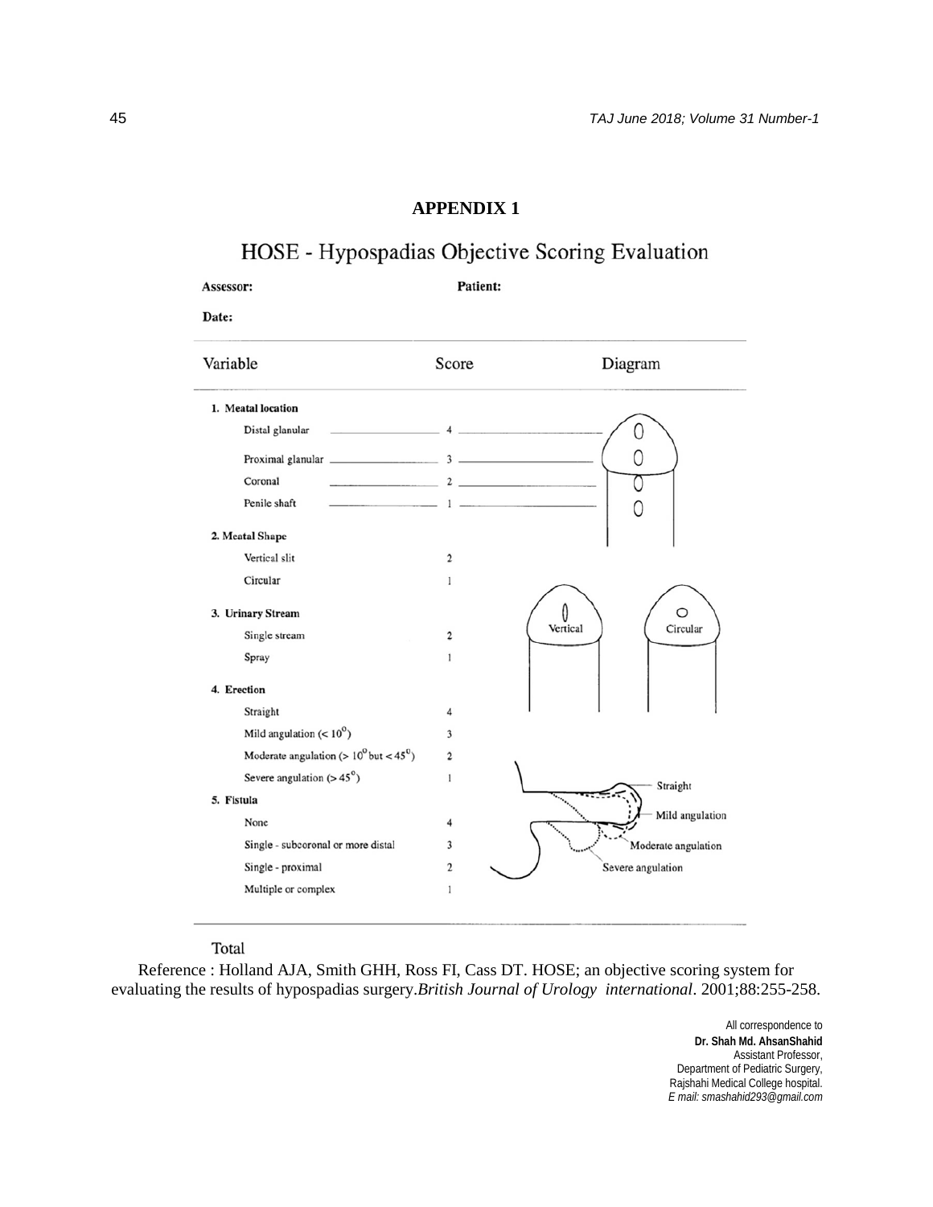## APPENDIX 1

# HOSE - Hypospadias Objective Scoring Evaluation

**Assessor:** **Patient:**

**Date:**

| Variable | Score |
|---|---|
| **1. Meatal location** | |
| Distal glanular | 4 |
| Proximal glanular | 3 |
| Coronal | 2 |
| Penile shaft | 1 |
| **2. Meatal Shape** | |
| Vertical slit | 2 |
| Circular | 1 |
| **3. Urinary Stream** | |
| Single stream | 2 |
| Spray | 1 |
| **4. Erection** | |
| Straight | 4 |
| Mild angulation (< $10^{0}$) | 3 |
| Moderate angulation (> $10^{0}$ but < $45^{0}$) | 2 |
| Severe angulation (> $45^{0}$) | 1 |
| **5. Fistula** | |
| None | 4 |
| Single - subcoronal or more distal | 3 |
| Single - proximal | 2 |
| Multiple or complex | 1 |

Diagram

Vertical

Circular

Straight

Mild angulation

Moderate angulation

Severe angulation

Total

Reference : Holland AJA, Smith GHH, Ross FI, Cass DT. HOSE; an objective scoring system for evaluating the results of hypospadias surgery.*British Journal of Urology international*. 2001;88:255-258.

All correspondence to
**Dr. Shah Md. AhsanShahid**
Assistant Professor,
Department of Pediatric Surgery,
Rajshahi Medical College hospital.
*E mail: smashahid293@gmail.com*